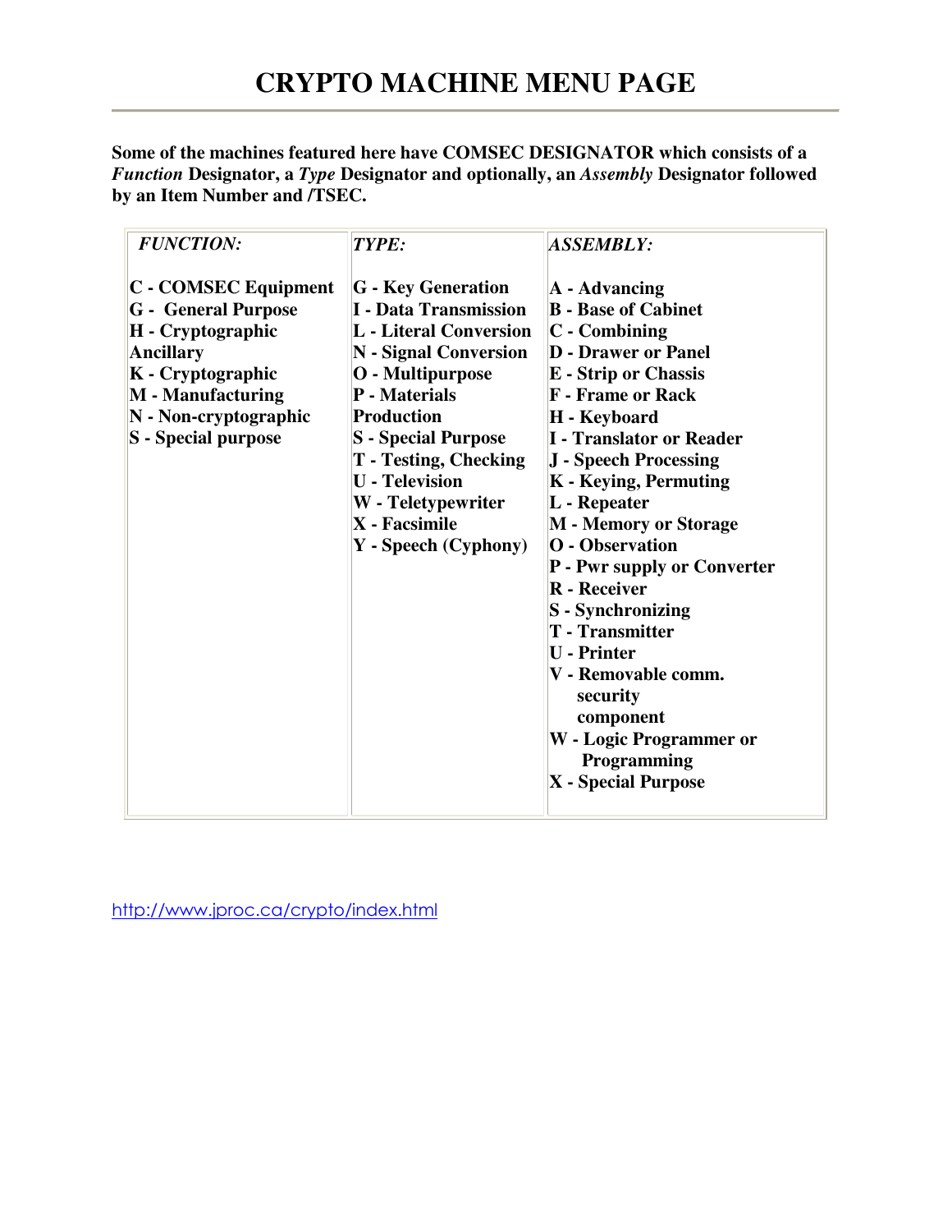# CRYPTO MACHINE MENU PAGE

**Some of the machines featured here have COMSEC DESIGNATOR which consists of a *Function* Designator, a *Type* Designator and optionally, an *Assembly* Designator followed by an Item Number and /TSEC.**

| *FUNCTION:* | *TYPE:* | *ASSEMBLY:* |
|---|---|---|
| **C - COMSEC Equipment** | **G - Key Generation** | **A - Advancing** |
| **G - General Purpose** | **I - Data Transmission** | **B - Base of Cabinet** |
| **H - Cryptographic Ancillary** | **L - Literal Conversion** | **C - Combining** |
| **K - Cryptographic** | **N - Signal Conversion** | **D - Drawer or Panel** |
| **M - Manufacturing** | **O - Multipurpose** | **E - Strip or Chassis** |
| **N - Non-cryptographic** | **P - Materials Production** | **F - Frame or Rack** |
| **S - Special purpose** | **S - Special Purpose** | **H - Keyboard** |
| | **T - Testing, Checking** | **I - Translator or Reader** |
| | **U - Television** | **J - Speech Processing** |
| | **W - Teletypewriter** | **K - Keying, Permuting** |
| | **X - Facsimile** | **L - Repeater** |
| | **Y - Speech (Cyphony)** | **M - Memory or Storage** |
| | | **O - Observation** |
| | | **P - Pwr supply or Converter** |
| | | **R - Receiver** |
| | | **S - Synchronizing** |
| | | **T - Transmitter** |
| | | **U - Printer** |
| | | **V - Removable comm. security component** |
| | | **W - Logic Programmer or Programming** |
| | | **X - Special Purpose** |

http://www.jproc.ca/crypto/index.html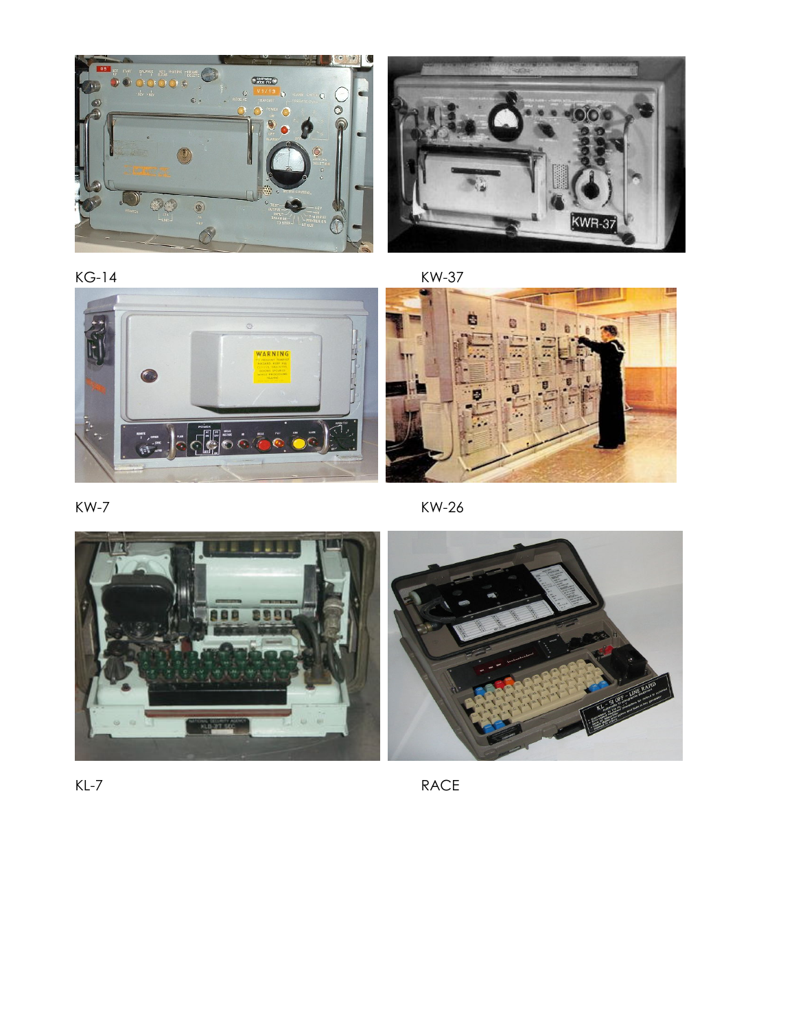KG-14

KW-37

KW-7

KW-26

KL-7

RACE